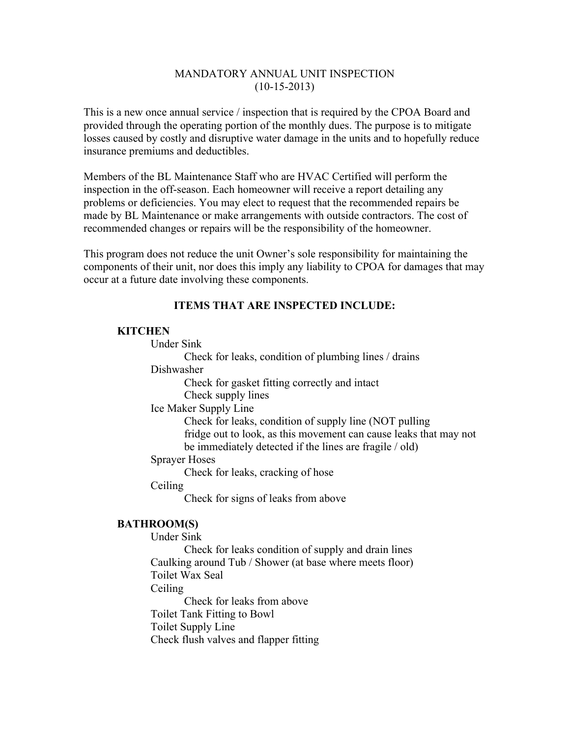# MANDATORY ANNUAL UNIT INSPECTION
(10-15-2013)

This is a new once annual service / inspection that is required by the CPOA Board and provided through the operating portion of the monthly dues. The purpose is to mitigate losses caused by costly and disruptive water damage in the units and to hopefully reduce insurance premiums and deductibles.

Members of the BL Maintenance Staff who are HVAC Certified will perform the inspection in the off-season. Each homeowner will receive a report detailing any problems or deficiencies. You may elect to request that the recommended repairs be made by BL Maintenance or make arrangements with outside contractors. The cost of recommended changes or repairs will be the responsibility of the homeowner.

This program does not reduce the unit Owner's sole responsibility for maintaining the components of their unit, nor does this imply any liability to CPOA for damages that may occur at a future date involving these components.

## ITEMS THAT ARE INSPECTED INCLUDE:

### KITCHEN

- Under Sink
  - Check for leaks, condition of plumbing lines / drains
- Dishwasher
  - Check for gasket fitting correctly and intact
  - Check supply lines
- Ice Maker Supply Line
  - Check for leaks, condition of supply line (NOT pulling fridge out to look, as this movement can cause leaks that may not be immediately detected if the lines are fragile / old)
- Sprayer Hoses
  - Check for leaks, cracking of hose
- Ceiling
  - Check for signs of leaks from above

### BATHROOM(S)

- Under Sink
  - Check for leaks condition of supply and drain lines
- Caulking around Tub / Shower (at base where meets floor)
- Toilet Wax Seal
- Ceiling
  - Check for leaks from above
- Toilet Tank Fitting to Bowl
- Toilet Supply Line
- Check flush valves and flapper fitting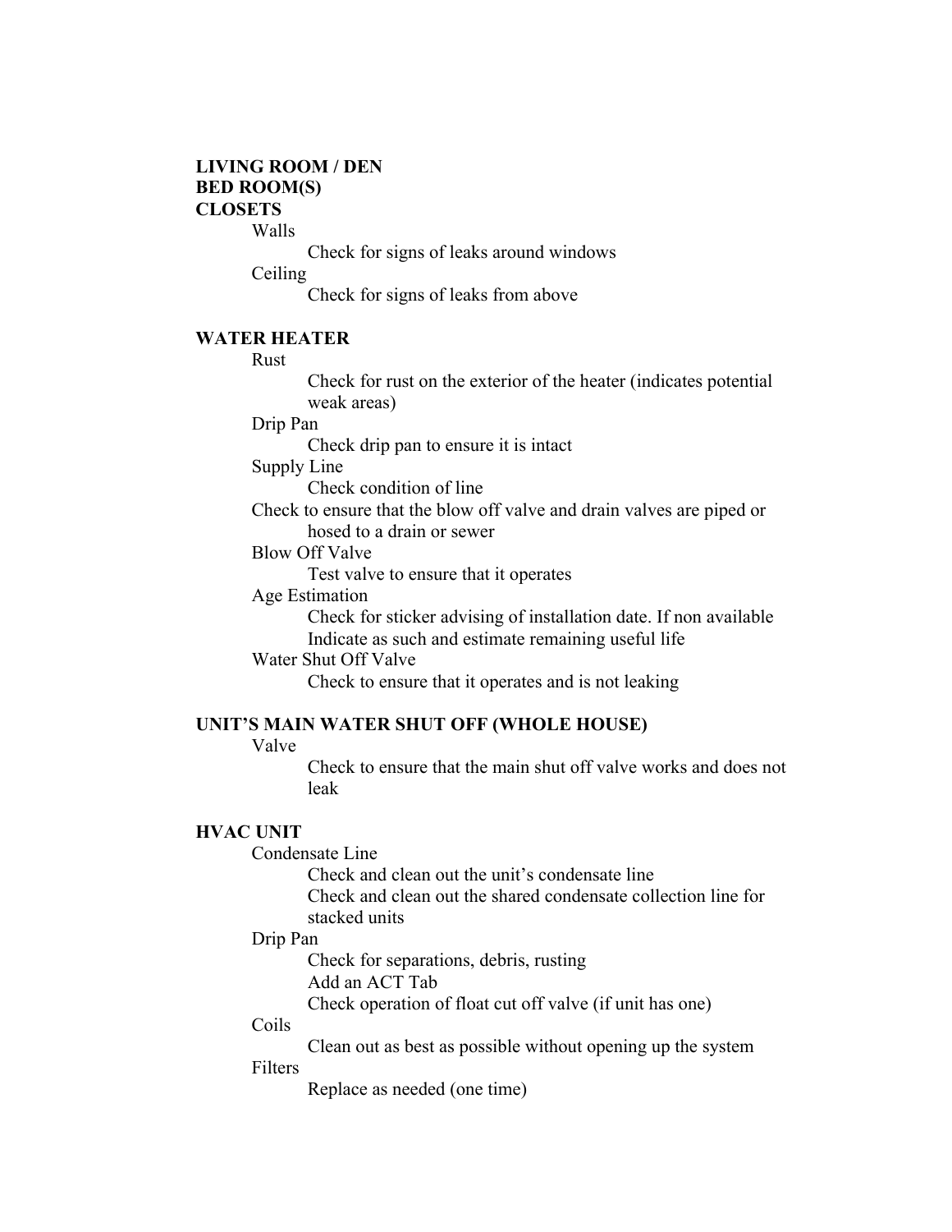**LIVING ROOM / DEN**
**BED ROOM(S)**
**CLOSETS**

- Walls
  - Check for signs of leaks around windows
- Ceiling
  - Check for signs of leaks from above

**WATER HEATER**

- Rust
  - Check for rust on the exterior of the heater (indicates potential weak areas)
- Drip Pan
  - Check drip pan to ensure it is intact
- Supply Line
  - Check condition of line
- Check to ensure that the blow off valve and drain valves are piped or hosed to a drain or sewer
- Blow Off Valve
  - Test valve to ensure that it operates
- Age Estimation
  - Check for sticker advising of installation date. If non available Indicate as such and estimate remaining useful life
- Water Shut Off Valve
  - Check to ensure that it operates and is not leaking

**UNIT'S MAIN WATER SHUT OFF (WHOLE HOUSE)**

- Valve
  - Check to ensure that the main shut off valve works and does not leak

**HVAC UNIT**

- Condensate Line
  - Check and clean out the unit's condensate line
  - Check and clean out the shared condensate collection line for stacked units
- Drip Pan
  - Check for separations, debris, rusting
  - Add an ACT Tab
  - Check operation of float cut off valve (if unit has one)
- Coils
  - Clean out as best as possible without opening up the system
- Filters
  - Replace as needed (one time)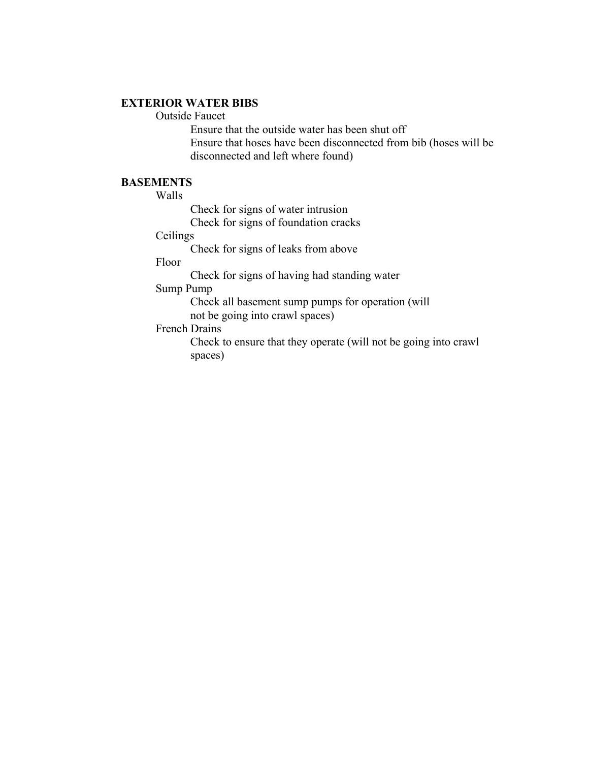**EXTERIOR WATER BIBS**

Outside Faucet

- Ensure that the outside water has been shut off
- Ensure that hoses have been disconnected from bib (hoses will be disconnected and left where found)

**BASEMENTS**

Walls

- Check for signs of water intrusion
- Check for signs of foundation cracks

Ceilings

- Check for signs of leaks from above

Floor

- Check for signs of having had standing water

Sump Pump

- Check all basement sump pumps for operation (will not be going into crawl spaces)

French Drains

- Check to ensure that they operate (will not be going into crawl spaces)